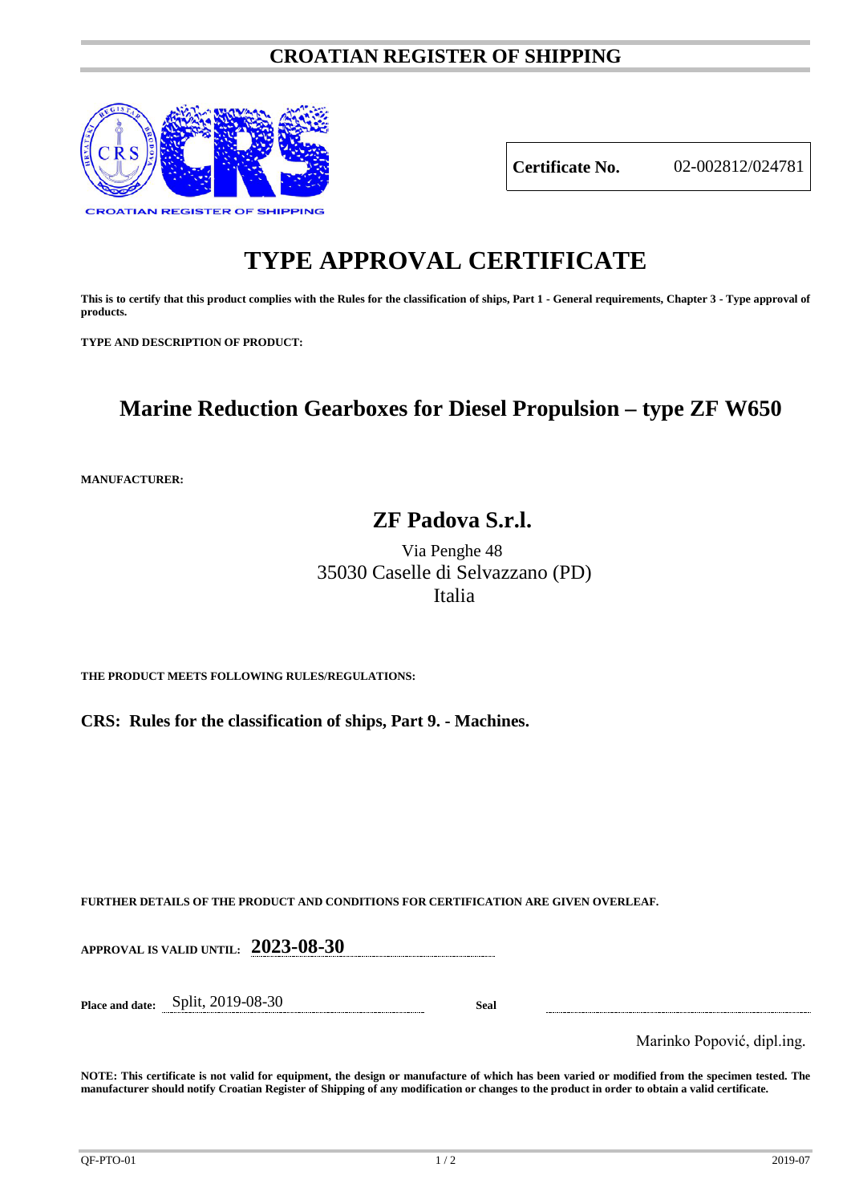# CROATIAN REGISTER OF SHIPPING

CROATIAN REGISTER OF SHIPPING

| **Certificate No.** | 02-002812/024781 |
|---|---|

# TYPE APPROVAL CERTIFICATE

**This is to certify that this product complies with the Rules for the classification of ships, Part 1 - General requirements, Chapter 3 - Type approval of products.**

**TYPE AND DESCRIPTION OF PRODUCT:**

## Marine Reduction Gearboxes for Diesel Propulsion – type ZF W650

**MANUFACTURER:**

## ZF Padova S.r.l.

Via Penghe 48
35030 Caselle di Selvazzano (PD)
Italia

**THE PRODUCT MEETS FOLLOWING RULES/REGULATIONS:**

**CRS: Rules for the classification of ships, Part 9. - Machines.**

**FURTHER DETAILS OF THE PRODUCT AND CONDITIONS FOR CERTIFICATION ARE GIVEN OVERLEAF.**

**APPROVAL IS VALID UNTIL:** **2023-08-30**

**Place and date:** Split, 2019-08-30

**Seal**

Marinko Popović, dipl.ing.

**NOTE: This certificate is not valid for equipment, the design or manufacture of which has been varied or modified from the specimen tested. The manufacturer should notify Croatian Register of Shipping of any modification or changes to the product in order to obtain a valid certificate.**

QF-PTO-01 2019-07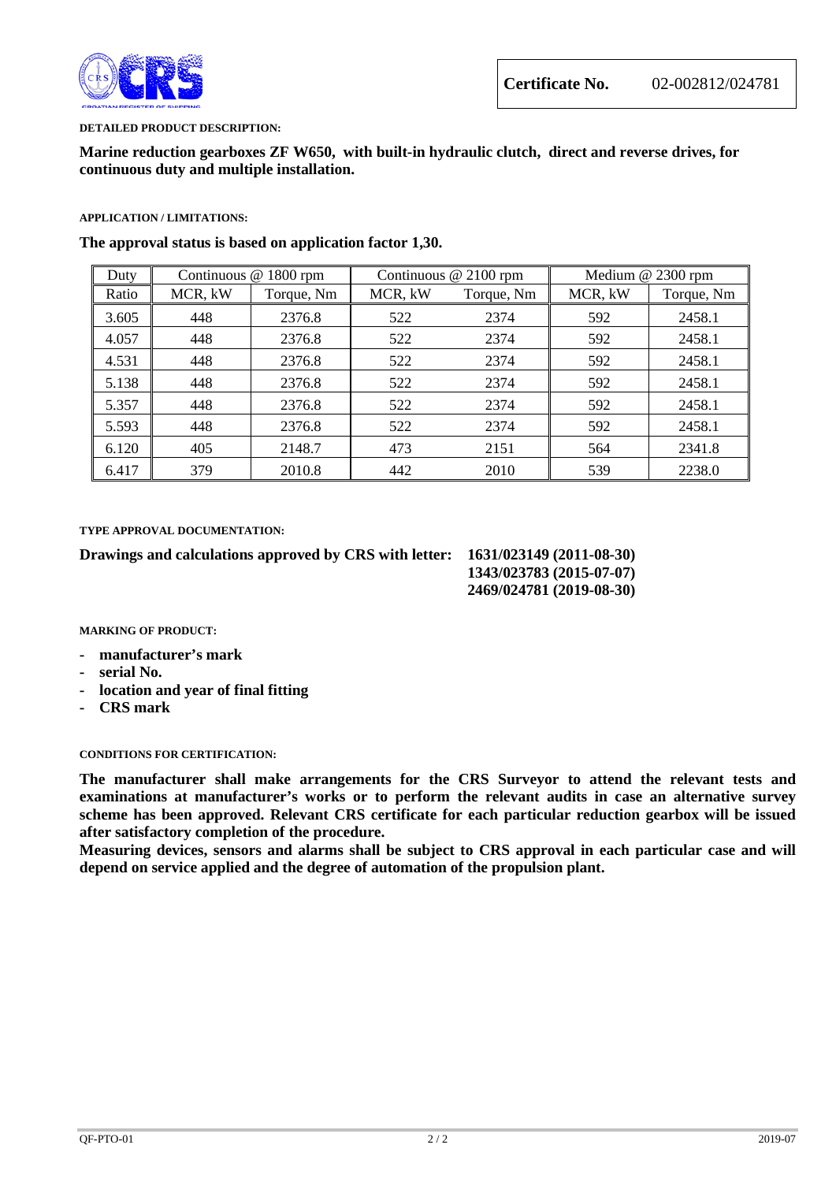**Certificate No.** 02-002812/024781

**DETAILED PRODUCT DESCRIPTION:**

**Marine reduction gearboxes ZF W650, with built-in hydraulic clutch, direct and reverse drives, for continuous duty and multiple installation.**

**APPLICATION / LIMITATIONS:**

**The approval status is based on application factor 1,30.**

| Duty | Continuous @ 1800 rpm | | Continuous @ 2100 rpm | | Medium @ 2300 rpm | |
|---|---|---|---|---|---|---|
| Ratio | MCR, kW | Torque, Nm | MCR, kW | Torque, Nm | MCR, kW | Torque, Nm |
| 3.605 | 448 | 2376.8 | 522 | 2374 | 592 | 2458.1 |
| 4.057 | 448 | 2376.8 | 522 | 2374 | 592 | 2458.1 |
| 4.531 | 448 | 2376.8 | 522 | 2374 | 592 | 2458.1 |
| 5.138 | 448 | 2376.8 | 522 | 2374 | 592 | 2458.1 |
| 5.357 | 448 | 2376.8 | 522 | 2374 | 592 | 2458.1 |
| 5.593 | 448 | 2376.8 | 522 | 2374 | 592 | 2458.1 |
| 6.120 | 405 | 2148.7 | 473 | 2151 | 564 | 2341.8 |
| 6.417 | 379 | 2010.8 | 442 | 2010 | 539 | 2238.0 |

**TYPE APPROVAL DOCUMENTATION:**

**Drawings and calculations approved by CRS with letter:** **1631/023149 (2011-08-30)**
**1343/023783 (2015-07-07)**
**2469/024781 (2019-08-30)**

**MARKING OF PRODUCT:**

- **manufacturer's mark**
- **serial No.**
- **location and year of final fitting**
- **CRS mark**

**CONDITIONS FOR CERTIFICATION:**

**The manufacturer shall make arrangements for the CRS Surveyor to attend the relevant tests and examinations at manufacturer's works or to perform the relevant audits in case an alternative survey scheme has been approved. Relevant CRS certificate for each particular reduction gearbox will be issued after satisfactory completion of the procedure.**

**Measuring devices, sensors and alarms shall be subject to CRS approval in each particular case and will depend on service applied and the degree of automation of the propulsion plant.**